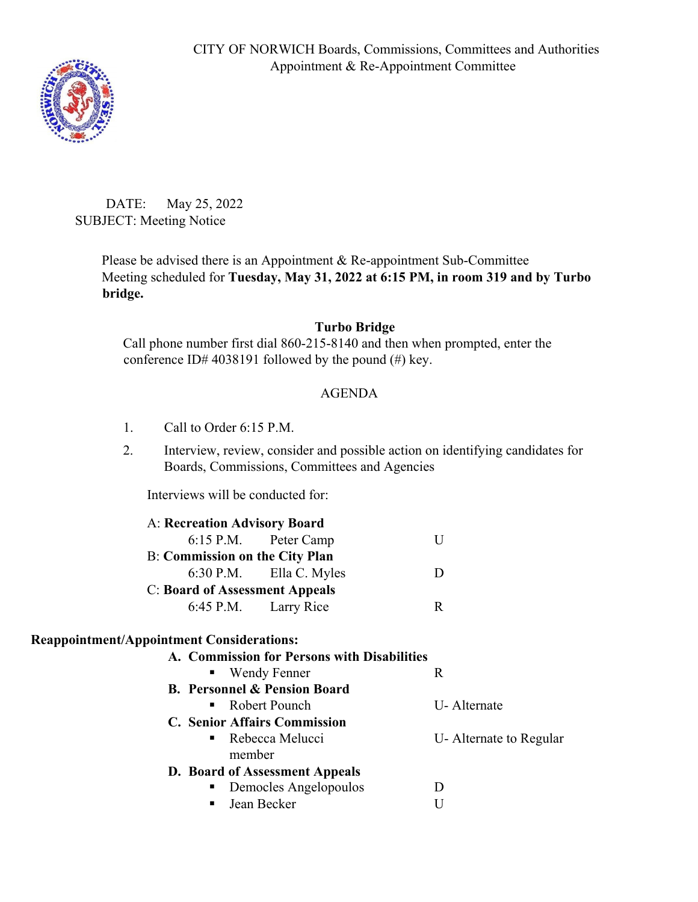CITY OF NORWICH Boards, Commissions, Committees and Authorities
Appointment & Re-Appointment Committee

DATE: May 25, 2022
SUBJECT: Meeting Notice

Please be advised there is an Appointment & Re-appointment Sub-Committee Meeting scheduled for **Tuesday, May 31, 2022 at 6:15 PM, in room 319 and by Turbo bridge.**

**Turbo Bridge**

Call phone number first dial 860-215-8140 and then when prompted, enter the conference ID# 4038191 followed by the pound (#) key.

AGENDA

1. Call to Order 6:15 P.M.
2. Interview, review, consider and possible action on identifying candidates for Boards, Commissions, Committees and Agencies

Interviews will be conducted for:

A: **Recreation Advisory Board**
- 6:15 P.M. Peter Camp — U

B: **Commission on the City Plan**
- 6:30 P.M. Ella C. Myles — D

C: **Board of Assessment Appeals**
- 6:45 P.M. Larry Rice — R

**Reappointment/Appointment Considerations:**

**A. Commission for Persons with Disabilities**
- Wendy Fenner — R

**B. Personnel & Pension Board**
- Robert Pounch — U- Alternate

**C. Senior Affairs Commission**
- Rebecca Melucci member — U- Alternate to Regular

**D. Board of Assessment Appeals**
- Democles Angelopoulos — D
- Jean Becker — U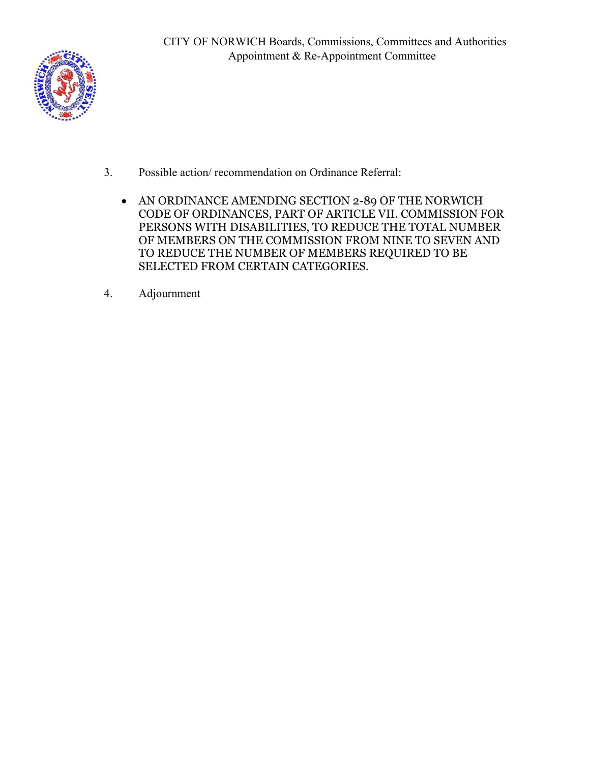CITY OF NORWICH Boards, Commissions, Committees and Authorities
Appointment & Re-Appointment Committee

3. Possible action/ recommendation on Ordinance Referral:

   - AN ORDINANCE AMENDING SECTION 2-89 OF THE NORWICH CODE OF ORDINANCES, PART OF ARTICLE VII. COMMISSION FOR PERSONS WITH DISABILITIES, TO REDUCE THE TOTAL NUMBER OF MEMBERS ON THE COMMISSION FROM NINE TO SEVEN AND TO REDUCE THE NUMBER OF MEMBERS REQUIRED TO BE SELECTED FROM CERTAIN CATEGORIES.

4. Adjournment